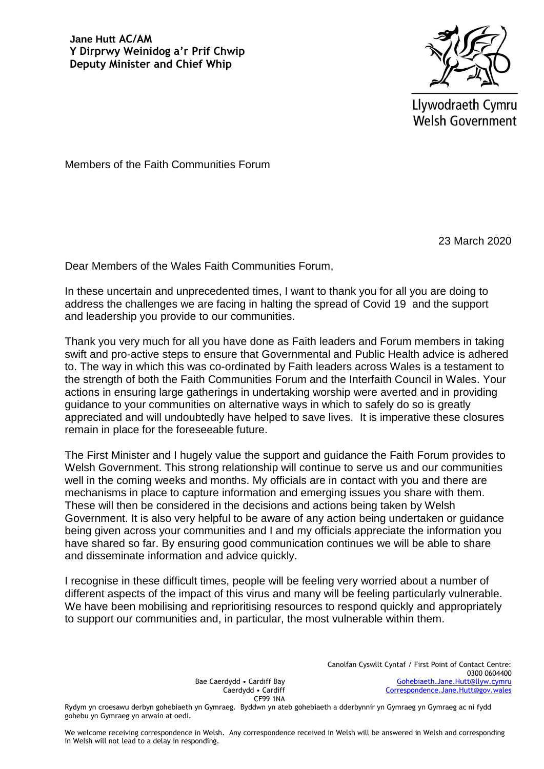**Jane Hutt AC/AM**
**Y Dirprwy Weinidog a'r Prif Chwip**
**Deputy Minister and Chief Whip**

Llywodraeth Cymru
Welsh Government

Members of the Faith Communities Forum

23 March 2020

Dear Members of the Wales Faith Communities Forum,

In these uncertain and unprecedented times, I want to thank you for all you are doing to address the challenges we are facing in halting the spread of Covid 19 and the support and leadership you provide to our communities.

Thank you very much for all you have done as Faith leaders and Forum members in taking swift and pro-active steps to ensure that Governmental and Public Health advice is adhered to. The way in which this was co-ordinated by Faith leaders across Wales is a testament to the strength of both the Faith Communities Forum and the Interfaith Council in Wales. Your actions in ensuring large gatherings in undertaking worship were averted and in providing guidance to your communities on alternative ways in which to safely do so is greatly appreciated and will undoubtedly have helped to save lives. It is imperative these closures remain in place for the foreseeable future.

The First Minister and I hugely value the support and guidance the Faith Forum provides to Welsh Government. This strong relationship will continue to serve us and our communities well in the coming weeks and months. My officials are in contact with you and there are mechanisms in place to capture information and emerging issues you share with them. These will then be considered in the decisions and actions being taken by Welsh Government. It is also very helpful to be aware of any action being undertaken or guidance being given across your communities and I and my officials appreciate the information you have shared so far. By ensuring good communication continues we will be able to share and disseminate information and advice quickly.

I recognise in these difficult times, people will be feeling very worried about a number of different aspects of the impact of this virus and many will be feeling particularly vulnerable. We have been mobilising and reprioritising resources to respond quickly and appropriately to support our communities and, in particular, the most vulnerable within them.

Bae Caerdydd • Cardiff Bay
Caerdydd • Cardiff
CF99 1NA

Canolfan Cyswllt Cyntaf / First Point of Contact Centre:
0300 0604400
Gohebiaeth.Jane.Hutt@llyw.cymru
Correspondence.Jane.Hutt@gov.wales

Rydym yn croesawu derbyn gohebiaeth yn Gymraeg. Byddwn yn ateb gohebiaeth a dderbynnir yn Gymraeg yn Gymraeg ac ni fydd gohebu yn Gymraeg yn arwain at oedi.

We welcome receiving correspondence in Welsh. Any correspondence received in Welsh will be answered in Welsh and corresponding in Welsh will not lead to a delay in responding.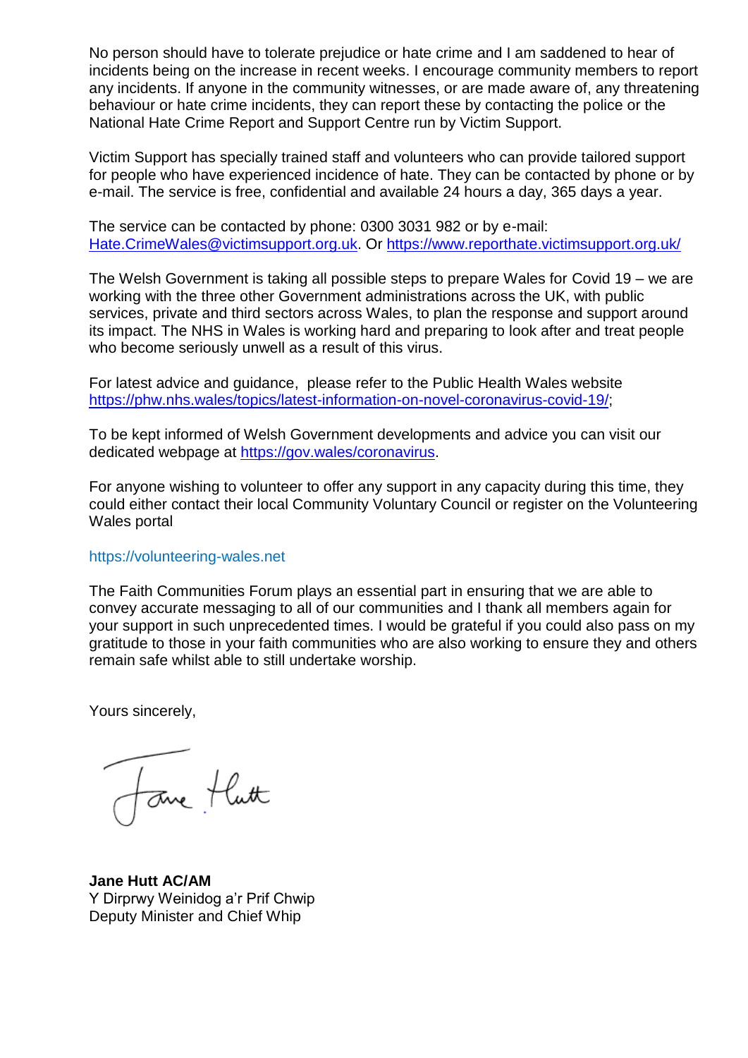No person should have to tolerate prejudice or hate crime and I am saddened to hear of incidents being on the increase in recent weeks. I encourage community members to report any incidents. If anyone in the community witnesses, or are made aware of, any threatening behaviour or hate crime incidents, they can report these by contacting the police or the National Hate Crime Report and Support Centre run by Victim Support.

Victim Support has specially trained staff and volunteers who can provide tailored support for people who have experienced incidence of hate. They can be contacted by phone or by e-mail. The service is free, confidential and available 24 hours a day, 365 days a year.

The service can be contacted by phone: 0300 3031 982 or by e-mail: Hate.CrimeWales@victimsupport.org.uk. Or https://www.reporthate.victimsupport.org.uk/

The Welsh Government is taking all possible steps to prepare Wales for Covid 19 – we are working with the three other Government administrations across the UK, with public services, private and third sectors across Wales, to plan the response and support around its impact. The NHS in Wales is working hard and preparing to look after and treat people who become seriously unwell as a result of this virus.

For latest advice and guidance, please refer to the Public Health Wales website https://phw.nhs.wales/topics/latest-information-on-novel-coronavirus-covid-19/;

To be kept informed of Welsh Government developments and advice you can visit our dedicated webpage at https://gov.wales/coronavirus.

For anyone wishing to volunteer to offer any support in any capacity during this time, they could either contact their local Community Voluntary Council or register on the Volunteering Wales portal

https://volunteering-wales.net

The Faith Communities Forum plays an essential part in ensuring that we are able to convey accurate messaging to all of our communities and I thank all members again for your support in such unprecedented times. I would be grateful if you could also pass on my gratitude to those in your faith communities who are also working to ensure they and others remain safe whilst able to still undertake worship.

Yours sincerely,

Jane Hutt

**Jane Hutt AC/AM**
Y Dirprwy Weinidog a'r Prif Chwip
Deputy Minister and Chief Whip